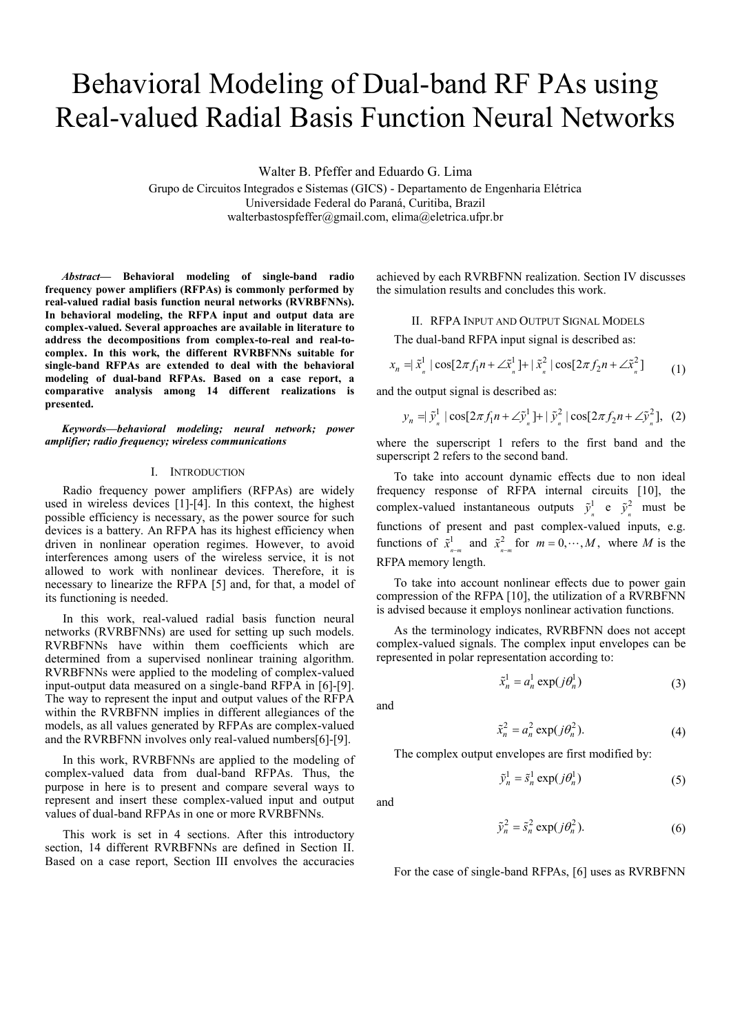# Behavioral Modeling of Dual-band RF PAs using Real-valued Radial Basis Function Neural Networks

Walter B. Pfeffer and Eduardo G. Lima

Grupo de Circuitos Integrados e Sistemas (GICS) - Departamento de Engenharia Elétrica
Universidade Federal do Paraná, Curitiba, Brazil
walterbastospfeffer@gmail.com, elima@eletrica.ufpr.br

***Abstract*— Behavioral modeling of single-band radio frequency power amplifiers (RFPAs) is commonly performed by real-valued radial basis function neural networks (RVRBFNNs). In behavioral modeling, the RFPA input and output data are complex-valued. Several approaches are available in literature to address the decompositions from complex-to-real and real-to-complex. In this work, the different RVRBFNNs suitable for single-band RFPAs are extended to deal with the behavioral modeling of dual-band RFPAs. Based on a case report, a comparative analysis among 14 different realizations is presented.**

***Keywords—behavioral modeling; neural network; power amplifier; radio frequency; wireless communications***

## I. Introduction

Radio frequency power amplifiers (RFPAs) are widely used in wireless devices [1]-[4]. In this context, the highest possible efficiency is necessary, as the power source for such devices is a battery. An RFPA has its highest efficiency when driven in nonlinear operation regimes. However, to avoid interferences among users of the wireless service, it is not allowed to work with nonlinear devices. Therefore, it is necessary to linearize the RFPA [5] and, for that, a model of its functioning is needed.

In this work, real-valued radial basis function neural networks (RVRBFNNs) are used for setting up such models. RVRBFNNs have within them coefficients which are determined from a supervised nonlinear training algorithm. RVRBFNNs were applied to the modeling of complex-valued input-output data measured on a single-band RFPA in [6]-[9]. The way to represent the input and output values of the RFPA within the RVRBFNN implies in different allegiances of the models, as all values generated by RFPAs are complex-valued and the RVRBFNN involves only real-valued numbers[6]-[9].

In this work, RVRBFNNs are applied to the modeling of complex-valued data from dual-band RFPAs. Thus, the purpose in here is to present and compare several ways to represent and insert these complex-valued input and output values of dual-band RFPAs in one or more RVRBFNNs.

This work is set in 4 sections. After this introductory section, 14 different RVRBFNNs are defined in Section II. Based on a case report, Section III envolves the accuracies achieved by each RVRBFNN realization. Section IV discusses the simulation results and concludes this work.

## II. RFPA Input and Output Signal Models

The dual-band RFPA input signal is described as:

$$x_n = |\tilde{x}_n^1| \cos[2\pi f_1 n + \angle\tilde{x}_n^1] + |\tilde{x}_n^2| \cos[2\pi f_2 n + \angle\tilde{x}_n^2] \tag{1}$$

and the output signal is described as:

$$y_n = |\tilde{y}_n^1| \cos[2\pi f_1 n + \angle\tilde{y}_n^1] + |\tilde{y}_n^2| \cos[2\pi f_2 n + \angle\tilde{y}_n^2], \tag{2}$$

where the superscript 1 refers to the first band and the superscript 2 refers to the second band.

To take into account dynamic effects due to non ideal frequency response of RFPA internal circuits [10], the complex-valued instantaneous outputs $\tilde{y}_n^1$ e $\tilde{y}_n^2$ must be functions of present and past complex-valued inputs, e.g. functions of $\tilde{x}_{n-m}^1$ and $\tilde{x}_{n-m}^2$ for $m = 0, \cdots, M$, where $M$ is the RFPA memory length.

To take into account nonlinear effects due to power gain compression of the RFPA [10], the utilization of a RVRBFNN is advised because it employs nonlinear activation functions.

As the terminology indicates, RVRBFNN does not accept complex-valued signals. The complex input envelopes can be represented in polar representation according to:

$$\tilde{x}_n^1 = a_n^1 \exp(j\theta_n^1) \tag{3}$$

and

$$\tilde{x}_n^2 = a_n^2 \exp(j\theta_n^2). \tag{4}$$

The complex output envelopes are first modified by:

$$\tilde{y}_n^1 = \tilde{s}_n^1 \exp(j\theta_n^1) \tag{5}$$

and

$$\tilde{y}_n^2 = \tilde{s}_n^2 \exp(j\theta_n^2). \tag{6}$$

For the case of single-band RFPAs, [6] uses as RVRBFNN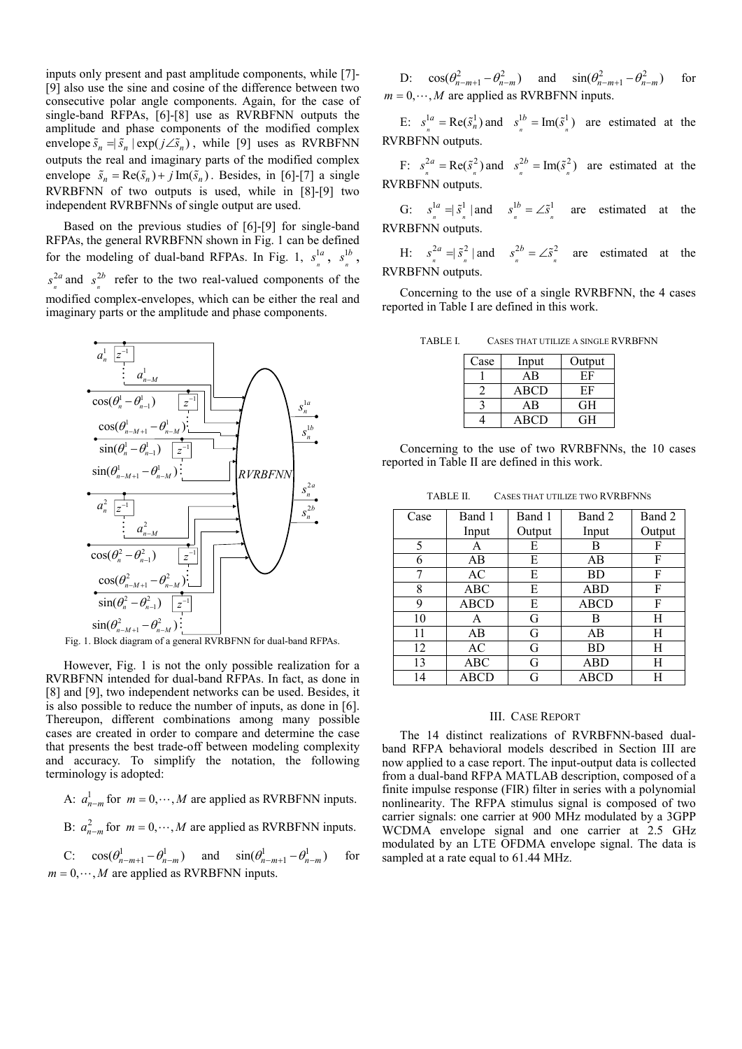inputs only present and past amplitude components, while [7]-[9] also use the sine and cosine of the difference between two consecutive polar angle components. Again, for the case of single-band RFPAs, [6]-[8] use as RVRBFNN outputs the amplitude and phase components of the modified complex envelope $\tilde{s}_n = |\tilde{s}_n| \exp(j\angle\tilde{s}_n)$, while [9] uses as RVRBFNN outputs the real and imaginary parts of the modified complex envelope $\tilde{s}_n = \mathrm{Re}(\tilde{s}_n) + j\,\mathrm{Im}(\tilde{s}_n)$. Besides, in [6]-[7] a single RVRBFNN of two outputs is used, while in [8]-[9] two independent RVRBFNNs of single output are used.

Based on the previous studies of [6]-[9] for single-band RFPAs, the general RVRBFNN shown in Fig. 1 can be defined for the modeling of dual-band RFPAs. In Fig. 1, $s_n^{1a}$, $s_n^{1b}$, $s_n^{2a}$ and $s_n^{2b}$ refer to the two real-valued components of the modified complex-envelopes, which can be either the real and imaginary parts or the amplitude and phase components.

Fig. 1. Block diagram of a general RVRBFNN for dual-band RFPAs.

However, Fig. 1 is not the only possible realization for a RVRBFNN intended for dual-band RFPAs. In fact, as done in [8] and [9], two independent networks can be used. Besides, it is also possible to reduce the number of inputs, as done in [6]. Thereupon, different combinations among many possible cases are created in order to compare and determine the case that presents the best trade-off between modeling complexity and accuracy. To simplify the notation, the following terminology is adopted:

A: $a_{n-m}^1$ for $m = 0, \cdots, M$ are applied as RVRBFNN inputs.

B: $a_{n-m}^2$ for $m = 0, \cdots, M$ are applied as RVRBFNN inputs.

C: $\cos(\theta_{n-m+1}^1 - \theta_{n-m}^1)$ and $\sin(\theta_{n-m+1}^1 - \theta_{n-m}^1)$ for $m = 0, \cdots, M$ are applied as RVRBFNN inputs.

D: $\cos(\theta_{n-m+1}^2 - \theta_{n-m}^2)$ and $\sin(\theta_{n-m+1}^2 - \theta_{n-m}^2)$ for $m = 0, \cdots, M$ are applied as RVRBFNN inputs.

E: $s_n^{1a} = \mathrm{Re}(\tilde{s}_n^1)$ and $s_n^{1b} = \mathrm{Im}(\tilde{s}_n^1)$ are estimated at the RVRBFNN outputs.

F: $s_n^{2a} = \mathrm{Re}(\tilde{s}_n^2)$ and $s_n^{2b} = \mathrm{Im}(\tilde{s}_n^2)$ are estimated at the RVRBFNN outputs.

G: $s_n^{1a} = |\tilde{s}_n^1|$ and $s_n^{1b} = \angle\tilde{s}_n^1$ are estimated at the RVRBFNN outputs.

H: $s_n^{2a} = |\tilde{s}_n^2|$ and $s_n^{2b} = \angle\tilde{s}_n^2$ are estimated at the RVRBFNN outputs.

Concerning to the use of a single RVRBFNN, the 4 cases reported in Table I are defined in this work.

TABLE I. CASES THAT UTILIZE A SINGLE RVRBFNN

| Case | Input | Output |
|---|---|---|
| 1 | AB | EF |
| 2 | ABCD | EF |
| 3 | AB | GH |
| 4 | ABCD | GH |

Concerning to the use of two RVRBFNNs, the 10 cases reported in Table II are defined in this work.

TABLE II. CASES THAT UTILIZE TWO RVRBFNNS

| Case | Band 1 Input | Band 1 Output | Band 2 Input | Band 2 Output |
|---|---|---|---|---|
| 5 | A | E | B | F |
| 6 | AB | E | AB | F |
| 7 | AC | E | BD | F |
| 8 | ABC | E | ABD | F |
| 9 | ABCD | E | ABCD | F |
| 10 | A | G | B | H |
| 11 | AB | G | AB | H |
| 12 | AC | G | BD | H |
| 13 | ABC | G | ABD | H |
| 14 | ABCD | G | ABCD | H |

## III. CASE REPORT

The 14 distinct realizations of RVRBFNN-based dual-band RFPA behavioral models described in Section III are now applied to a case report. The input-output data is collected from a dual-band RFPA MATLAB description, composed of a finite impulse response (FIR) filter in series with a polynomial nonlinearity. The RFPA stimulus signal is composed of two carrier signals: one carrier at 900 MHz modulated by a 3GPP WCDMA envelope signal and one carrier at 2.5 GHz modulated by an LTE OFDMA envelope signal. The data is sampled at a rate equal to 61.44 MHz.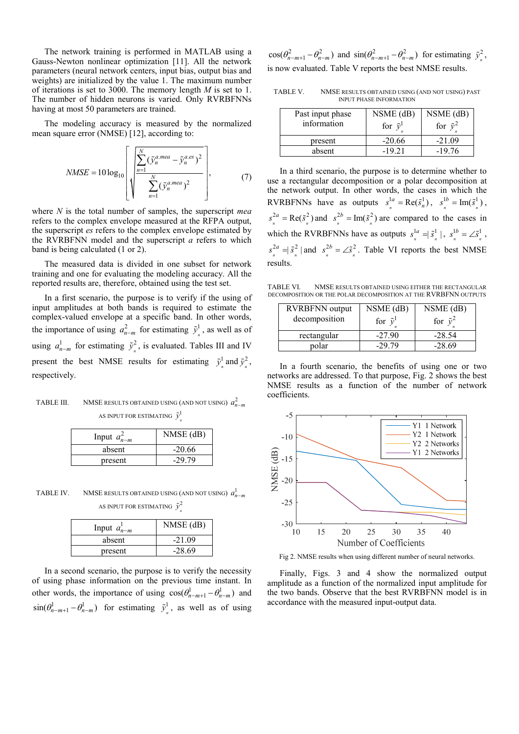The network training is performed in MATLAB using a Gauss-Newton nonlinear optimization [11]. All the network parameters (neural network centers, input bias, output bias and weights) are initialized by the value 1. The maximum number of iterations is set to 3000. The memory length $M$ is set to 1. The number of hidden neurons is varied. Only RVRBFNNs having at most 50 parameters are trained.

The modeling accuracy is measured by the normalized mean square error (NMSE) [12], according to:

$$NMSE = 10\log_{10}\left[\sqrt{\frac{\sum_{n=1}^{N}(\tilde{y}_n^{a.mea} - \tilde{y}_n^{a.es})^2}{\sum_{n=1}^{N}(\tilde{y}_n^{a.mea})^2}}\right], \tag{7}$$

where $N$ is the total number of samples, the superscript *mea* refers to the complex envelope measured at the RFPA output, the superscript *es* refers to the complex envelope estimated by the RVRBFNN model and the superscript $a$ refers to which band is being calculated (1 or 2).

The measured data is divided in one subset for network training and one for evaluating the modeling accuracy. All the reported results are, therefore, obtained using the test set.

In a first scenario, the purpose is to verify if the using of input amplitudes at both bands is required to estimate the complex-valued envelope at a specific band. In other words, the importance of using $a_{n-m}^2$ for estimating $\tilde{y}_n^1$, as well as of using $a_{n-m}^1$ for estimating $\tilde{y}_n^2$, is evaluated. Tables III and IV present the best NMSE results for estimating $\tilde{y}_n^1$ and $\tilde{y}_n^2$, respectively.

TABLE III. NMSE RESULTS OBTAINED USING (AND NOT USING) $a_{n-m}^2$ AS INPUT FOR ESTIMATING $\tilde{y}_n^1$

| Input $a_{n-m}^2$ | NMSE (dB) |
|---|---|
| absent | -20.66 |
| present | -29.79 |

TABLE IV. NMSE RESULTS OBTAINED USING (AND NOT USING) $a_{n-m}^1$ AS INPUT FOR ESTIMATING $\tilde{y}_n^2$

| Input $a_{n-m}^1$ | NMSE (dB) |
|---|---|
| absent | -21.09 |
| present | -28.69 |

In a second scenario, the purpose is to verify the necessity of using phase information on the previous time instant. In other words, the importance of using $\cos(\theta_{n-m+1}^1 - \theta_{n-m}^1)$ and $\sin(\theta_{n-m+1}^1 - \theta_{n-m}^1)$ for estimating $\tilde{y}_n^1$, as well as of using $\cos(\theta_{n-m+1}^2 - \theta_{n-m}^2)$ and $\sin(\theta_{n-m+1}^2 - \theta_{n-m}^2)$ for estimating $\tilde{y}_n^2$, is now evaluated. Table V reports the best NMSE results.

TABLE V. NMSE RESULTS OBTAINED USING (AND NOT USING) PAST INPUT PHASE INFORMATION

| Past input phase information | NSME (dB) for $\tilde{y}_n^1$ | NSME (dB) for $\tilde{y}_n^2$ |
|---|---|---|
| present | -20.66 | -21.09 |
| absent | -19.21 | -19.76 |

In a third scenario, the purpose is to determine whether to use a rectangular decomposition or a polar decomposition at the network output. In other words, the cases in which the RVRBFNNs have as outputs $s_n^{1a} = \mathrm{Re}(\tilde{s}_n^1)$, $s_n^{1b} = \mathrm{Im}(\tilde{s}_n^1)$, $s_n^{2a} = \mathrm{Re}(\tilde{s}_n^2)$ and $s_n^{2b} = \mathrm{Im}(\tilde{s}_n^2)$ are compared to the cases in which the RVRBFNNs have as outputs $s_n^{1a} = |\tilde{s}_n^1|$, $s_n^{1b} = \angle\tilde{s}_n^1$, $s_n^{2a} = |\tilde{s}_n^2|$ and $s_n^{2b} = \angle\tilde{s}_n^2$. Table VI reports the best NMSE results.

TABLE VI. NMSE RESULTS OBTAINED USING EITHER THE RECTANGULAR DECOMPOSITION OR THE POLAR DECOMPOSITION AT THE RVRBFNN OUTPUTS

| RVRBFNN output decomposition | NSME (dB) for $\tilde{y}_n^1$ | NSME (dB) for $\tilde{y}_n^2$ |
|---|---|---|
| rectangular | -27.90 | -28.54 |
| polar | -29.79 | -28.69 |

In a fourth scenario, the benefits of using one or two networks are addressed. To that purpose, Fig. 2 shows the best NMSE results as a function of the number of network coefficients.

Fig 2. NMSE results when using different number of neural networks.

Finally, Figs. 3 and 4 show the normalized output amplitude as a function of the normalized input amplitude for the two bands. Observe that the best RVRBFNN model is in accordance with the measured input-output data.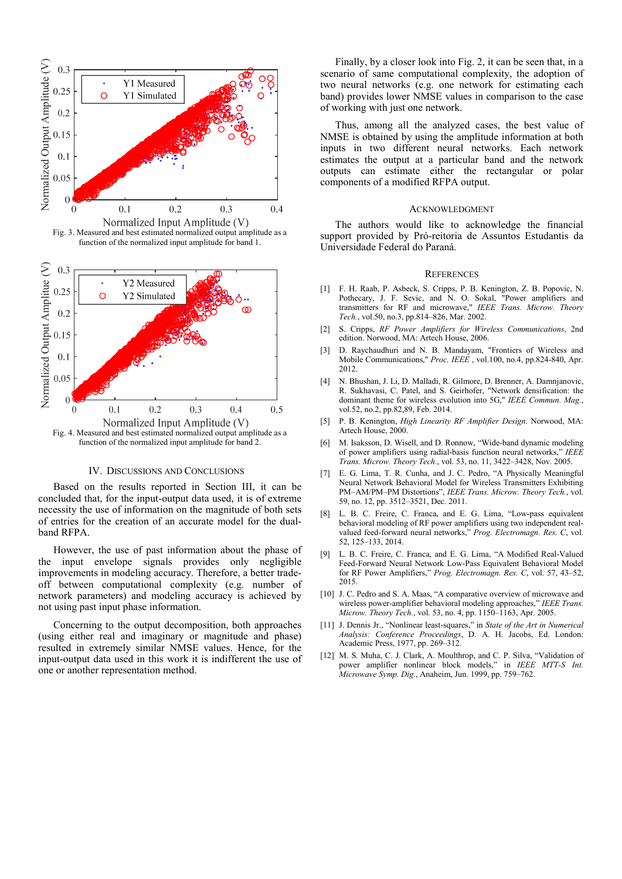0.3
0.25
0.2
0.15
0.1
0.05
0
0
0.1
0.2
0.3
0.4
Normalized Input Amplitude (V)
Normalized Output Amplitude (V)
Y1 Measured
Y1 Simulated

Fig. 3. Measured and best estimated normalized output amplitude as a function of the normalized input amplitude for band 1.

0.3
0.25
0.2
0.15
0.1
0.05
0
0
0.1
0.2
0.3
0.4
0.5
Normalized Input Amplitude (V)
Normalized Output Amplitude (V)
Y2 Measured
Y2 Simulated

Fig. 4. Measured and best estimated normalized output amplitude as a function of the normalized input amplitude for band 2.

## IV. Discussions and Conclusions

Based on the results reported in Section III, it can be concluded that, for the input-output data used, it is of extreme necessity the use of information on the magnitude of both sets of entries for the creation of an accurate model for the dual-band RFPA.

However, the use of past information about the phase of the input envelope signals provides only negligible improvements in modeling accuracy. Therefore, a better trade-off between computational complexity (e.g. number of network parameters) and modeling accuracy is achieved by not using past input phase information.

Concerning to the output decomposition, both approaches (using either real and imaginary or magnitude and phase) resulted in extremely similar NMSE values. Hence, for the input-output data used in this work it is indifferent the use of one or another representation method.

Finally, by a closer look into Fig. 2, it can be seen that, in a scenario of same computational complexity, the adoption of two neural networks (e.g. one network for estimating each band) provides lower NMSE values in comparison to the case of working with just one network.

Thus, among all the analyzed cases, the best value of NMSE is obtained by using the amplitude information at both inputs in two different neural networks. Each network estimates the output at a particular band and the network outputs can estimate either the rectangular or polar components of a modified RFPA output.

## Acknowledgment

The authors would like to acknowledge the financial support provided by Pró-reitoria de Assuntos Estudantis da Universidade Federal do Paraná.

## References

[1] F. H. Raab, P. Asbeck, S. Cripps, P. B. Kenington, Z. B. Popovic, N. Pothecary, J. F. Sevic, and N. O. Sokal, "Power amplifiers and transmitters for RF and microwave," *IEEE Trans. Microw. Theory Tech.*, vol.50, no.3, pp.814–826, Mar. 2002.

[2] S. Cripps, *RF Power Amplifiers for Wireless Communications*, 2nd edition. Norwood, MA: Artech House, 2006.

[3] D. Raychaudhuri and N. B. Mandayam, "Frontiers of Wireless and Mobile Communications," *Proc. IEEE* , vol.100, no.4, pp.824-840, Apr. 2012.

[4] N. Bhushan, J. Li, D. Malladi, R. Gilmore, D. Brenner, A. Damnjanovic, R. Sukhavasi, C. Patel, and S. Geirhofer, "Network densification: the dominant theme for wireless evolution into 5G," *IEEE Commun. Mag.*, vol.52, no.2, pp.82,89, Feb. 2014.

[5] P. B. Kenington, *High Linearity RF Amplifier Design*. Norwood, MA: Artech House, 2000.

[6] M. Isaksson, D. Wisell, and D. Ronnow, "Wide-band dynamic modeling of power amplifiers using radial-basis function neural networks," *IEEE Trans. Microw. Theory Tech.*, vol. 53, no. 11, 3422–3428, Nov. 2005.

[7] E. G. Lima, T. R. Cunha, and J. C. Pedro, "A Physically Meaningful Neural Network Behavioral Model for Wireless Transmitters Exhibiting PM–AM/PM–PM Distortions", *IEEE Trans. Microw. Theory Tech.*, vol. 59, no. 12, pp. 3512–3521, Dec. 2011.

[8] L. B. C. Freire, C. Franca, and E. G. Lima, "Low-pass equivalent behavioral modeling of RF power amplifiers using two independent real-valued feed-forward neural networks," *Prog. Electromagn. Res. C*, vol. 52, 125–133, 2014.

[9] L. B. C. Freire, C. Franca, and E. G. Lima, "A Modified Real-Valued Feed-Forward Neural Network Low-Pass Equivalent Behavioral Model for RF Power Amplifiers," *Prog. Electromagn. Res. C*, vol. 57, 43–52, 2015.

[10] J. C. Pedro and S. A. Maas, "A comparative overview of microwave and wireless power-amplifier behavioral modeling approaches," *IEEE Trans. Microw. Theory Tech.*, vol. 53, no. 4, pp. 1150–1163, Apr. 2005.

[11] J. Dennis Jr., "Nonlinear least-squares," in *State of the Art in Numerical Analysis: Conference Proceedings*, D. A. H. Jacobs, Ed. London: Academic Press, 1977, pp. 269–312.

[12] M. S. Muha, C. J. Clark, A. Moulthrop, and C. P. Silva, "Validation of power amplifier nonlinear block models," in *IEEE MTT-S Int. Microwave Symp. Dig.*, Anaheim, Jun. 1999, pp. 759–762.